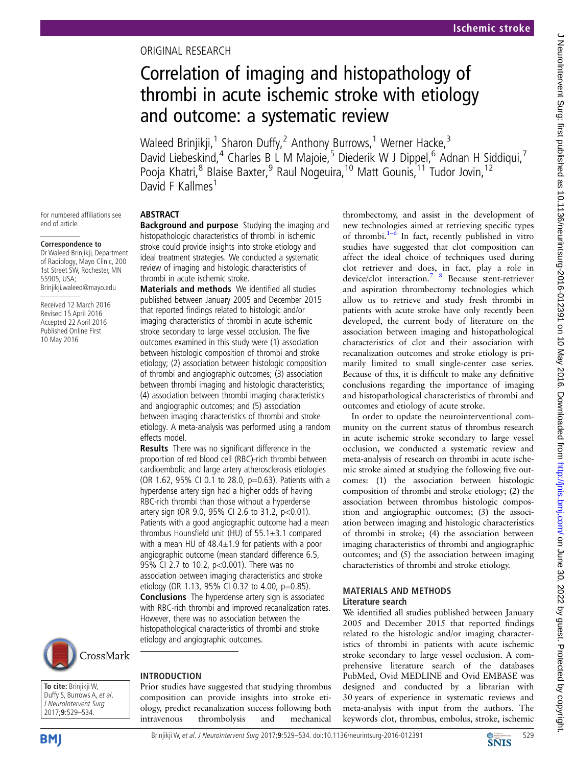ORIGINAL RESEARCH

# Correlation of imaging and histopathology of thrombi in acute ischemic stroke with etiology and outcome: a systematic review

Waleed Brinjikji,[1] Sharon Duffy,[2] Anthony Burrows,[1] Werner Hacke,[3] David Liebeskind,[4] Charles B L M Majoie,[5] Diederik W J Dippel,[6] Adnan H Siddiqui,[7] Pooja Khatri,[8] Blaise Baxter,[9] Raul Nogeuira,[10] Matt Gounis,[11] Tudor Jovin,[12] David F Kallmes[1]

For numbered affiliations see end of article.

**Correspondence to**
Dr Waleed Brinjikji, Department of Radiology, Mayo Clinic, 200 1st Street SW, Rochester, MN 55905, USA; Brinjikji.waleed@mayo.edu

Received 12 March 2016
Revised 15 April 2016
Accepted 22 April 2016
Published Online First
10 May 2016

**To cite:** Brinjikji W, Duffy S, Burrows A, *et al*. *J NeuroIntervent Surg* 2017;**9**:529–534.

## ABSTRACT

**Background and purpose** Studying the imaging and histopathologic characteristics of thrombi in ischemic stroke could provide insights into stroke etiology and ideal treatment strategies. We conducted a systematic review of imaging and histologic characteristics of thrombi in acute ischemic stroke.

**Materials and methods** We identified all studies published between January 2005 and December 2015 that reported findings related to histologic and/or imaging characteristics of thrombi in acute ischemic stroke secondary to large vessel occlusion. The five outcomes examined in this study were (1) association between histologic composition of thrombi and stroke etiology; (2) association between histologic composition of thrombi and angiographic outcomes; (3) association between thrombi imaging and histologic characteristics; (4) association between thrombi imaging characteristics and angiographic outcomes; and (5) association between imaging characteristics of thrombi and stroke etiology. A meta-analysis was performed using a random effects model.

**Results** There was no significant difference in the proportion of red blood cell (RBC)-rich thrombi between cardioembolic and large artery atherosclerosis etiologies (OR 1.62, 95% CI 0.1 to 28.0, p=0.63). Patients with a hyperdense artery sign had a higher odds of having RBC-rich thrombi than those without a hyperdense artery sign (OR 9.0, 95% CI 2.6 to 31.2, p<0.01). Patients with a good angiographic outcome had a mean thrombus Hounsfield unit (HU) of 55.1±3.1 compared with a mean HU of 48.4±1.9 for patients with a poor angiographic outcome (mean standard difference 6.5, 95% CI 2.7 to 10.2, p<0.001). There was no association between imaging characteristics and stroke etiology (OR 1.13, 95% CI 0.32 to 4.00, p=0.85).

**Conclusions** The hyperdense artery sign is associated with RBC-rich thrombi and improved recanalization rates. However, there was no association between the histopathological characteristics of thrombi and stroke etiology and angiographic outcomes.

## INTRODUCTION

Prior studies have suggested that studying thrombus composition can provide insights into stroke etiology, predict recanalization success following both intravenous thrombolysis and mechanical thrombectomy, and assist in the development of new technologies aimed at retrieving specific types of thrombi.[1–6] In fact, recently published in vitro studies have suggested that clot composition can affect the ideal choice of techniques used during clot retriever and does, in fact, play a role in device/clot interaction.[7,8] Because stent-retriever and aspiration thrombectomy technologies which allow us to retrieve and study fresh thrombi in patients with acute stroke have only recently been developed, the current body of literature on the association between imaging and histopathological characteristics of clot and their association with recanalization outcomes and stroke etiology is primarily limited to small single-center case series. Because of this, it is difficult to make any definitive conclusions regarding the importance of imaging and histopathological characteristics of thrombi and outcomes and etiology of acute stroke.

In order to update the neurointerventional community on the current status of thrombus research in acute ischemic stroke secondary to large vessel occlusion, we conducted a systematic review and meta-analysis of research on thrombi in acute ischemic stroke aimed at studying the following five outcomes: (1) the association between histologic composition of thrombi and stroke etiology; (2) the association between thrombus histologic composition and angiographic outcomes; (3) the association between imaging and histologic characteristics of thrombi in stroke; (4) the association between imaging characteristics of thrombi and angiographic outcomes; and (5) the association between imaging characteristics of thrombi and stroke etiology.

## MATERIALS AND METHODS

### Literature search

We identified all studies published between January 2005 and December 2015 that reported findings related to the histologic and/or imaging characteristics of thrombi in patients with acute ischemic stroke secondary to large vessel occlusion. A comprehensive literature search of the databases PubMed, Ovid MEDLINE and Ovid EMBASE was designed and conducted by a librarian with 30 years of experience in systematic reviews and meta-analysis with input from the authors. The keywords clot, thrombus, embolus, stroke, ischemic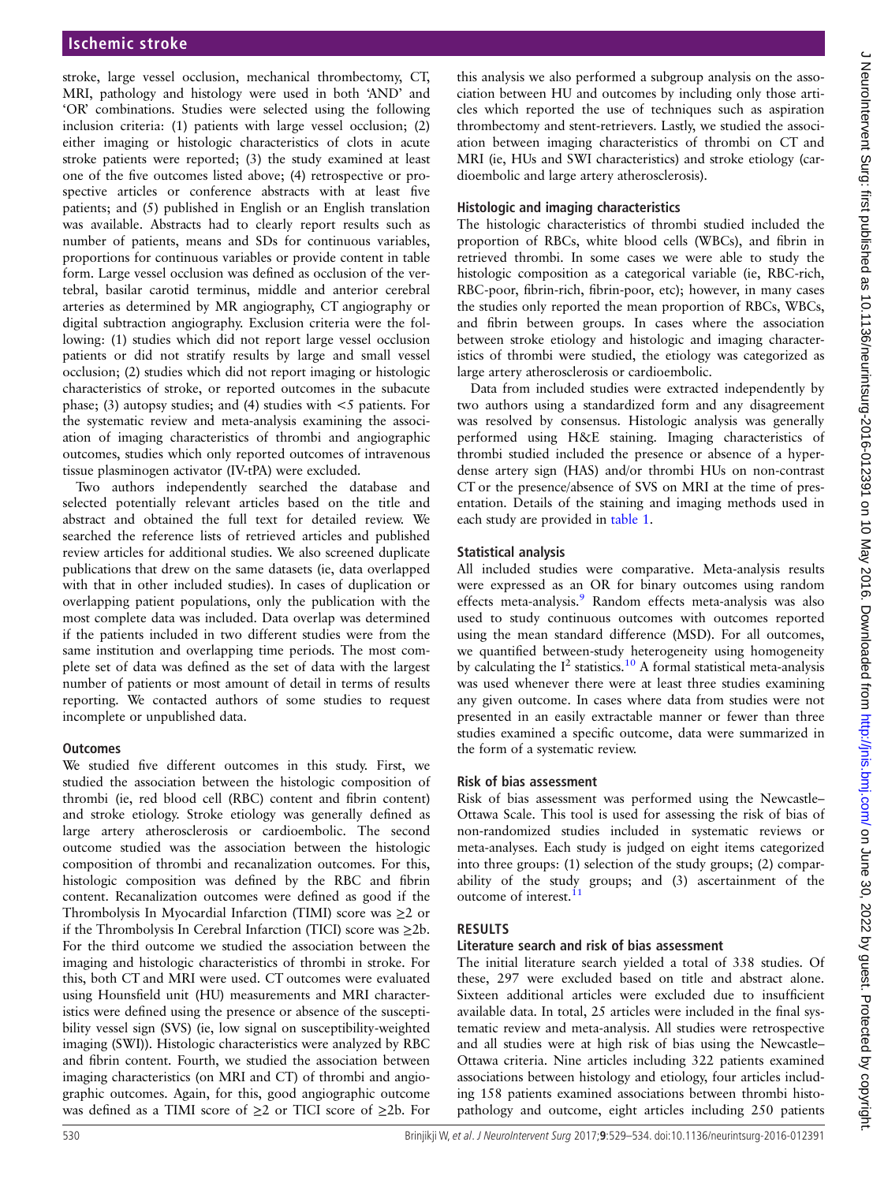stroke, large vessel occlusion, mechanical thrombectomy, CT, MRI, pathology and histology were used in both 'AND' and 'OR' combinations. Studies were selected using the following inclusion criteria: (1) patients with large vessel occlusion; (2) either imaging or histologic characteristics of clots in acute stroke patients were reported; (3) the study examined at least one of the five outcomes listed above; (4) retrospective or prospective articles or conference abstracts with at least five patients; and (5) published in English or an English translation was available. Abstracts had to clearly report results such as number of patients, means and SDs for continuous variables, proportions for continuous variables or provide content in table form. Large vessel occlusion was defined as occlusion of the vertebral, basilar carotid terminus, middle and anterior cerebral arteries as determined by MR angiography, CT angiography or digital subtraction angiography. Exclusion criteria were the following: (1) studies which did not report large vessel occlusion patients or did not stratify results by large and small vessel occlusion; (2) studies which did not report imaging or histologic characteristics of stroke, or reported outcomes in the subacute phase; (3) autopsy studies; and (4) studies with <5 patients. For the systematic review and meta-analysis examining the association of imaging characteristics of thrombi and angiographic outcomes, studies which only reported outcomes of intravenous tissue plasminogen activator (IV-tPA) were excluded.

Two authors independently searched the database and selected potentially relevant articles based on the title and abstract and obtained the full text for detailed review. We searched the reference lists of retrieved articles and published review articles for additional studies. We also screened duplicate publications that drew on the same datasets (ie, data overlapped with that in other included studies). In cases of duplication or overlapping patient populations, only the publication with the most complete data was included. Data overlap was determined if the patients included in two different studies were from the same institution and overlapping time periods. The most complete set of data was defined as the set of data with the largest number of patients or most amount of detail in terms of results reporting. We contacted authors of some studies to request incomplete or unpublished data.

## Outcomes

We studied five different outcomes in this study. First, we studied the association between the histologic composition of thrombi (ie, red blood cell (RBC) content and fibrin content) and stroke etiology. Stroke etiology was generally defined as large artery atherosclerosis or cardioembolic. The second outcome studied was the association between the histologic composition of thrombi and recanalization outcomes. For this, histologic composition was defined by the RBC and fibrin content. Recanalization outcomes were defined as good if the Thrombolysis In Myocardial Infarction (TIMI) score was ≥2 or if the Thrombolysis In Cerebral Infarction (TICI) score was ≥2b. For the third outcome we studied the association between the imaging and histologic characteristics of thrombi in stroke. For this, both CT and MRI were used. CT outcomes were evaluated using Hounsfield unit (HU) measurements and MRI characteristics were defined using the presence or absence of the susceptibility vessel sign (SVS) (ie, low signal on susceptibility-weighted imaging (SWI)). Histologic characteristics were analyzed by RBC and fibrin content. Fourth, we studied the association between imaging characteristics (on MRI and CT) of thrombi and angiographic outcomes. Again, for this, good angiographic outcome was defined as a TIMI score of ≥2 or TICI score of ≥2b. For this analysis we also performed a subgroup analysis on the association between HU and outcomes by including only those articles which reported the use of techniques such as aspiration thrombectomy and stent-retrievers. Lastly, we studied the association between imaging characteristics of thrombi on CT and MRI (ie, HUs and SWI characteristics) and stroke etiology (cardioembolic and large artery atherosclerosis).

## Histologic and imaging characteristics

The histologic characteristics of thrombi studied included the proportion of RBCs, white blood cells (WBCs), and fibrin in retrieved thrombi. In some cases we were able to study the histologic composition as a categorical variable (ie, RBC-rich, RBC-poor, fibrin-rich, fibrin-poor, etc); however, in many cases the studies only reported the mean proportion of RBCs, WBCs, and fibrin between groups. In cases where the association between stroke etiology and histologic and imaging characteristics of thrombi were studied, the etiology was categorized as large artery atherosclerosis or cardioembolic.

Data from included studies were extracted independently by two authors using a standardized form and any disagreement was resolved by consensus. Histologic analysis was generally performed using H&E staining. Imaging characteristics of thrombi studied included the presence or absence of a hyperdense artery sign (HAS) and/or thrombi HUs on non-contrast CT or the presence/absence of SVS on MRI at the time of presentation. Details of the staining and imaging methods used in each study are provided in table 1.

## Statistical analysis

All included studies were comparative. Meta-analysis results were expressed as an OR for binary outcomes using random effects meta-analysis.[9] Random effects meta-analysis was also used to study continuous outcomes with outcomes reported using the mean standard difference (MSD). For all outcomes, we quantified between-study heterogeneity using homogeneity by calculating the $I^2$ statistics.[10] A formal statistical meta-analysis was used whenever there were at least three studies examining any given outcome. In cases where data from studies were not presented in an easily extractable manner or fewer than three studies examined a specific outcome, data were summarized in the form of a systematic review.

## Risk of bias assessment

Risk of bias assessment was performed using the Newcastle–Ottawa Scale. This tool is used for assessing the risk of bias of non-randomized studies included in systematic reviews or meta-analyses. Each study is judged on eight items categorized into three groups: (1) selection of the study groups; (2) comparability of the study groups; and (3) ascertainment of the outcome of interest.[11]

# RESULTS

## Literature search and risk of bias assessment

The initial literature search yielded a total of 338 studies. Of these, 297 were excluded based on title and abstract alone. Sixteen additional articles were excluded due to insufficient available data. In total, 25 articles were included in the final systematic review and meta-analysis. All studies were retrospective and all studies were at high risk of bias using the Newcastle–Ottawa criteria. Nine articles including 322 patients examined associations between histology and etiology, four articles including 158 patients examined associations between thrombi histopathology and outcome, eight articles including 250 patients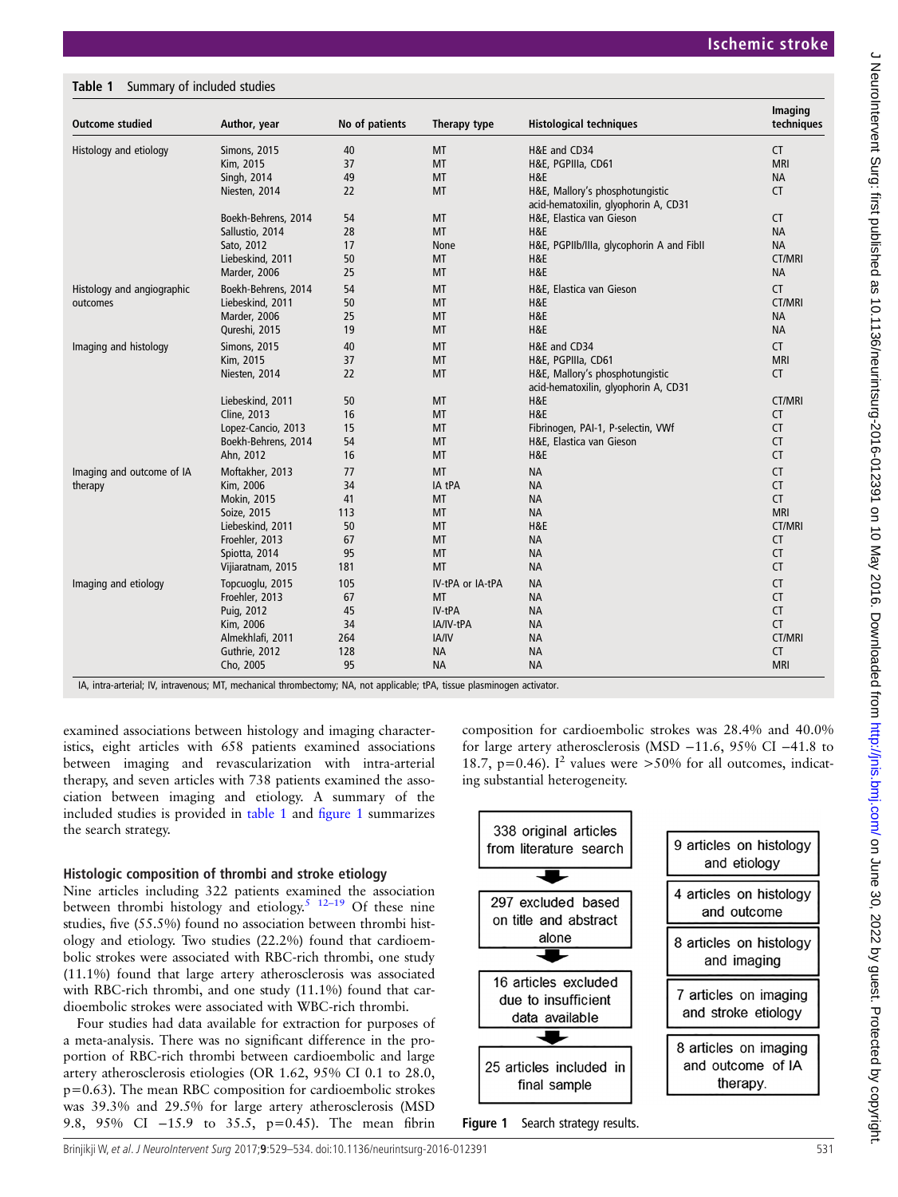**Table 1** Summary of included studies

| Outcome studied | Author, year | No of patients | Therapy type | Histological techniques | Imaging techniques |
|---|---|---|---|---|---|
| Histology and etiology | Simons, 2015 | 40 | MT | H&E and CD34 | CT |
| | Kim, 2015 | 37 | MT | H&E, PGPIIIa, CD61 | MRI |
| | Singh, 2014 | 49 | MT | H&E | NA |
| | Niesten, 2014 | 22 | MT | H&E, Mallory's phosphotungistic acid-hematoxilin, glyophorin A, CD31 | CT |
| | Boekh-Behrens, 2014 | 54 | MT | H&E, Elastica van Gieson | CT |
| | Sallustio, 2014 | 28 | MT | H&E | NA |
| | Sato, 2012 | 17 | None | H&E, PGPIIb/IIIa, glycophorin A and FibII | NA |
| | Liebeskind, 2011 | 50 | MT | H&E | CT/MRI |
| | Marder, 2006 | 25 | MT | H&E | NA |
| Histology and angiographic outcomes | Boekh-Behrens, 2014 | 54 | MT | H&E, Elastica van Gieson | CT |
| | Liebeskind, 2011 | 50 | MT | H&E | CT/MRI |
| | Marder, 2006 | 25 | MT | H&E | NA |
| | Qureshi, 2015 | 19 | MT | H&E | NA |
| Imaging and histology | Simons, 2015 | 40 | MT | H&E and CD34 | CT |
| | Kim, 2015 | 37 | MT | H&E, PGPIIIa, CD61 | MRI |
| | Niesten, 2014 | 22 | MT | H&E, Mallory's phosphotungistic acid-hematoxilin, glyophorin A, CD31 | CT |
| | Liebeskind, 2011 | 50 | MT | H&E | CT/MRI |
| | Cline, 2013 | 16 | MT | H&E | CT |
| | Lopez-Cancio, 2013 | 15 | MT | Fibrinogen, PAI-1, P-selectin, VWf | CT |
| | Boekh-Behrens, 2014 | 54 | MT | H&E, Elastica van Gieson | CT |
| | Ahn, 2012 | 16 | MT | H&E | CT |
| Imaging and outcome of IA therapy | Moftakher, 2013 | 77 | MT | NA | CT |
| | Kim, 2006 | 34 | IA tPA | NA | CT |
| | Mokin, 2015 | 41 | MT | NA | CT |
| | Soize, 2015 | 113 | MT | NA | MRI |
| | Liebeskind, 2011 | 50 | MT | H&E | CT/MRI |
| | Froehler, 2013 | 67 | MT | NA | CT |
| | Spiotta, 2014 | 95 | MT | NA | CT |
| | Vijiaratnam, 2015 | 181 | MT | NA | CT |
| Imaging and etiology | Topcuoglu, 2015 | 105 | IV-tPA or IA-tPA | NA | CT |
| | Froehler, 2013 | 67 | MT | NA | CT |
| | Puig, 2012 | 45 | IV-tPA | NA | CT |
| | Kim, 2006 | 34 | IA/IV-tPA | NA | CT |
| | Almekhlafi, 2011 | 264 | IA/IV | NA | CT/MRI |
| | Guthrie, 2012 | 128 | NA | NA | CT |
| | Cho, 2005 | 95 | NA | NA | MRI |

IA, intra-arterial; IV, intravenous; MT, mechanical thrombectomy; NA, not applicable; tPA, tissue plasminogen activator.

examined associations between histology and imaging characteristics, eight articles with 658 patients examined associations between imaging and revascularization with intra-arterial therapy, and seven articles with 738 patients examined the association between imaging and etiology. A summary of the included studies is provided in table 1 and figure 1 summarizes the search strategy.

### Histologic composition of thrombi and stroke etiology

Nine articles including 322 patients examined the association between thrombi histology and etiology.[5 12–19] Of these nine studies, five (55.5%) found no association between thrombi histology and etiology. Two studies (22.2%) found that cardioembolic strokes were associated with RBC-rich thrombi, one study (11.1%) found that large artery atherosclerosis was associated with RBC-rich thrombi, and one study (11.1%) found that cardioembolic strokes were associated with WBC-rich thrombi.

Four studies had data available for extraction for purposes of a meta-analysis. There was no significant difference in the proportion of RBC-rich thrombi between cardioembolic and large artery atherosclerosis etiologies (OR 1.62, 95% CI 0.1 to 28.0, p=0.63). The mean RBC composition for cardioembolic strokes was 39.3% and 29.5% for large artery atherosclerosis (MSD 9.8, 95% CI −15.9 to 35.5, p=0.45). The mean fibrin composition for cardioembolic strokes was 28.4% and 40.0% for large artery atherosclerosis (MSD −11.6, 95% CI −41.8 to 18.7, p=0.46). $I^2$ values were >50% for all outcomes, indicating substantial heterogeneity.

338 original articles from literature search → 297 excluded based on title and abstract alone → 16 articles excluded due to insufficient data available → 25 articles included in final sample

- 9 articles on histology and etiology
- 4 articles on histology and outcome
- 8 articles on histology and imaging
- 7 articles on imaging and stroke etiology
- 8 articles on imaging and outcome of IA therapy.

**Figure 1** Search strategy results.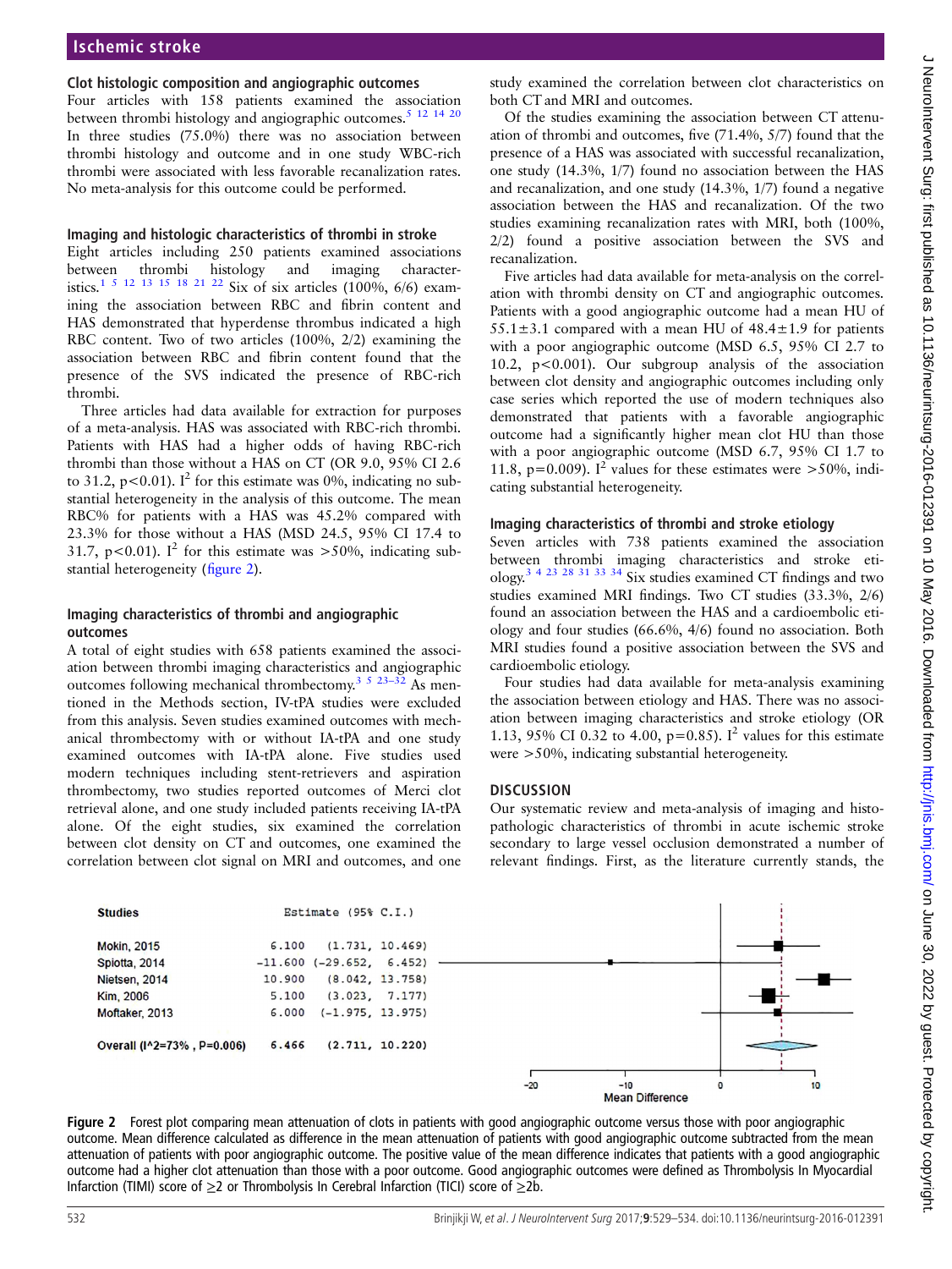### Clot histologic composition and angiographic outcomes

Four articles with 158 patients examined the association between thrombi histology and angiographic outcomes.[5 12 14 20] In three studies (75.0%) there was no association between thrombi histology and outcome and in one study WBC-rich thrombi were associated with less favorable recanalization rates. No meta-analysis for this outcome could be performed.

### Imaging and histologic characteristics of thrombi in stroke

Eight articles including 250 patients examined associations between thrombi histology and imaging characteristics.[1 5 12 13 15 18 21 22] Six of six articles (100%, 6/6) examining the association between RBC and fibrin content and HAS demonstrated that hyperdense thrombus indicated a high RBC content. Two of two articles (100%, 2/2) examining the association between RBC and fibrin content found that the presence of the SVS indicated the presence of RBC-rich thrombi.

Three articles had data available for extraction for purposes of a meta-analysis. HAS was associated with RBC-rich thrombi. Patients with HAS had a higher odds of having RBC-rich thrombi than those without a HAS on CT (OR 9.0, 95% CI 2.6 to 31.2, $p<0.01$). $I^2$ for this estimate was 0%, indicating no substantial heterogeneity in the analysis of this outcome. The mean RBC% for patients with a HAS was 45.2% compared with 23.3% for those without a HAS (MSD 24.5, 95% CI 17.4 to 31.7, $p<0.01$). $I^2$ for this estimate was >50%, indicating substantial heterogeneity (figure 2).

### Imaging characteristics of thrombi and angiographic outcomes

A total of eight studies with 658 patients examined the association between thrombi imaging characteristics and angiographic outcomes following mechanical thrombectomy.[3 5 23–32] As mentioned in the Methods section, IV-tPA studies were excluded from this analysis. Seven studies examined outcomes with mechanical thrombectomy with or without IA-tPA and one study examined outcomes with IA-tPA alone. Five studies used modern techniques including stent-retrievers and aspiration thrombectomy, two studies reported outcomes of Merci clot retrieval alone, and one study included patients receiving IA-tPA alone. Of the eight studies, six examined the correlation between clot density on CT and outcomes, one examined the correlation between clot signal on MRI and outcomes, and one study examined the correlation between clot characteristics on both CT and MRI and outcomes.

Of the studies examining the association between CT attenuation of thrombi and outcomes, five (71.4%, 5/7) found that the presence of a HAS was associated with successful recanalization, one study (14.3%, 1/7) found no association between the HAS and recanalization, and one study (14.3%, 1/7) found a negative association between the HAS and recanalization. Of the two studies examining recanalization rates with MRI, both (100%, 2/2) found a positive association between the SVS and recanalization.

Five articles had data available for meta-analysis on the correlation with thrombi density on CT and angiographic outcomes. Patients with a good angiographic outcome had a mean HU of $55.1\pm3.1$ compared with a mean HU of $48.4\pm1.9$ for patients with a poor angiographic outcome (MSD 6.5, 95% CI 2.7 to 10.2, $p<0.001$). Our subgroup analysis of the association between clot density and angiographic outcomes including only case series which reported the use of modern techniques also demonstrated that patients with a favorable angiographic outcome had a significantly higher mean clot HU than those with a poor angiographic outcome (MSD 6.7, 95% CI 1.7 to 11.8, $p=0.009$). $I^2$ values for these estimates were >50%, indicating substantial heterogeneity.

### Imaging characteristics of thrombi and stroke etiology

Seven articles with 738 patients examined the association between thrombi imaging characteristics and stroke etiology.[3 4 23 28 31 33 34] Six studies examined CT findings and two studies examined MRI findings. Two CT studies (33.3%, 2/6) found an association between the HAS and a cardioembolic etiology and four studies (66.6%, 4/6) found no association. Both MRI studies found a positive association between the SVS and cardioembolic etiology.

Four studies had data available for meta-analysis examining the association between etiology and HAS. There was no association between imaging characteristics and stroke etiology (OR 1.13, 95% CI 0.32 to 4.00, $p=0.85$). $I^2$ values for this estimate were >50%, indicating substantial heterogeneity.

## DISCUSSION

Our systematic review and meta-analysis of imaging and histopathologic characteristics of thrombi in acute ischemic stroke secondary to large vessel occlusion demonstrated a number of relevant findings. First, as the literature currently stands, the

| Studies | Estimate (95% C.I.) |
|---|---|
| Mokin, 2015 | 6.100 (1.731, 10.469) |
| Spiotta, 2014 | -11.600 (-29.652, 6.452) |
| Nietsen, 2014 | 10.900 (8.042, 13.758) |
| Kim, 2006 | 5.100 (3.023, 7.177) |
| Moftaker, 2013 | 6.000 (-1.975, 13.975) |
| Overall (I^2=73% , P=0.006) | 6.466 (2.711, 10.220) |

**Figure 2** Forest plot comparing mean attenuation of clots in patients with good angiographic outcome versus those with poor angiographic outcome. Mean difference calculated as difference in the mean attenuation of patients with good angiographic outcome subtracted from the mean attenuation of patients with poor angiographic outcome. The positive value of the mean difference indicates that patients with a good angiographic outcome had a higher clot attenuation than those with a poor outcome. Good angiographic outcomes were defined as Thrombolysis In Myocardial Infarction (TIMI) score of ≥2 or Thrombolysis In Cerebral Infarction (TICI) score of ≥2b.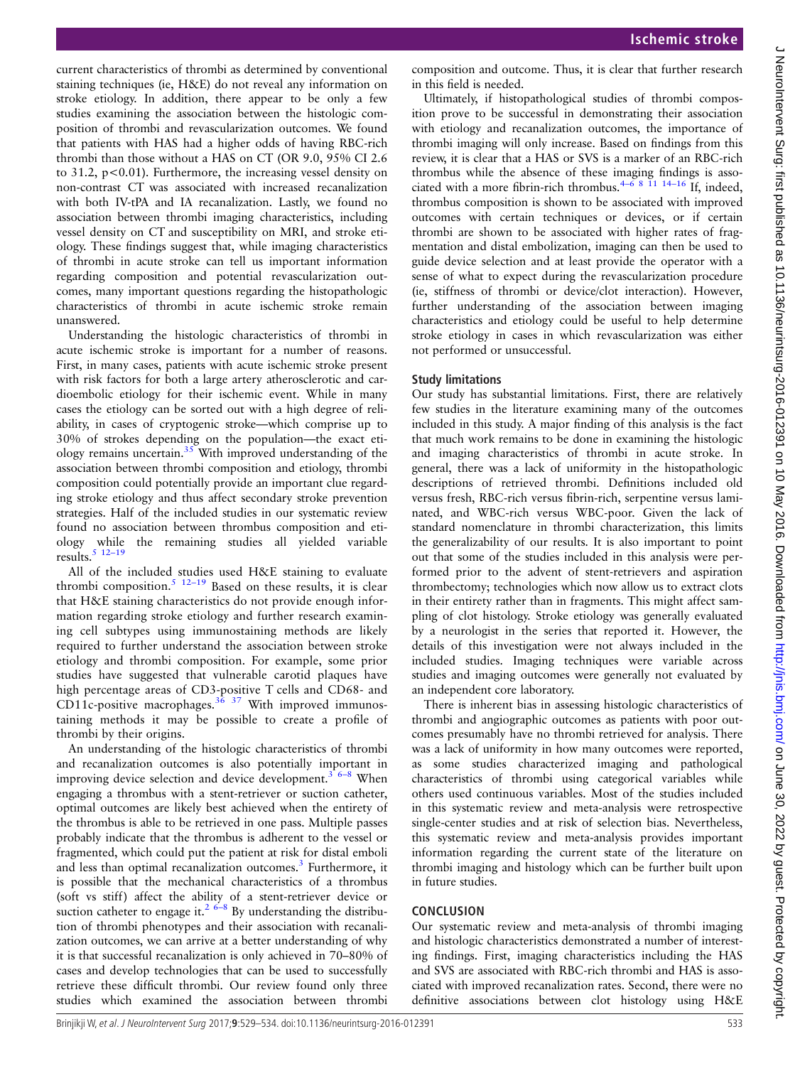current characteristics of thrombi as determined by conventional staining techniques (ie, H&E) do not reveal any information on stroke etiology. In addition, there appear to be only a few studies examining the association between the histologic composition of thrombi and revascularization outcomes. We found that patients with HAS had a higher odds of having RBC-rich thrombi than those without a HAS on CT (OR 9.0, 95% CI 2.6 to 31.2, $p<0.01$). Furthermore, the increasing vessel density on non-contrast CT was associated with increased recanalization with both IV-tPA and IA recanalization. Lastly, we found no association between thrombi imaging characteristics, including vessel density on CT and susceptibility on MRI, and stroke etiology. These findings suggest that, while imaging characteristics of thrombi in acute stroke can tell us important information regarding composition and potential revascularization outcomes, many important questions regarding the histopathologic characteristics of thrombi in acute ischemic stroke remain unanswered.

Understanding the histologic characteristics of thrombi in acute ischemic stroke is important for a number of reasons. First, in many cases, patients with acute ischemic stroke present with risk factors for both a large artery atherosclerotic and cardioembolic etiology for their ischemic event. While in many cases the etiology can be sorted out with a high degree of reliability, in cases of cryptogenic stroke—which comprise up to 30% of strokes depending on the population—the exact etiology remains uncertain.[35] With improved understanding of the association between thrombi composition and etiology, thrombi composition could potentially provide an important clue regarding stroke etiology and thus affect secondary stroke prevention strategies. Half of the included studies in our systematic review found no association between thrombus composition and etiology while the remaining studies all yielded variable results.[5 12–19]

All of the included studies used H&E staining to evaluate thrombi composition.[5 12–19] Based on these results, it is clear that H&E staining characteristics do not provide enough information regarding stroke etiology and further research examining cell subtypes using immunostaining methods are likely required to further understand the association between stroke etiology and thrombi composition. For example, some prior studies have suggested that vulnerable carotid plaques have high percentage areas of CD3-positive T cells and CD68- and CD11c-positive macrophages.[36 37] With improved immunostaining methods it may be possible to create a profile of thrombi by their origins.

An understanding of the histologic characteristics of thrombi and recanalization outcomes is also potentially important in improving device selection and device development.[3 6–8] When engaging a thrombus with a stent-retriever or suction catheter, optimal outcomes are likely best achieved when the entirety of the thrombus is able to be retrieved in one pass. Multiple passes probably indicate that the thrombus is adherent to the vessel or fragmented, which could put the patient at risk for distal emboli and less than optimal recanalization outcomes.[3] Furthermore, it is possible that the mechanical characteristics of a thrombus (soft vs stiff) affect the ability of a stent-retriever device or suction catheter to engage it.[2 6–8] By understanding the distribution of thrombi phenotypes and their association with recanalization outcomes, we can arrive at a better understanding of why it is that successful recanalization is only achieved in 70–80% of cases and develop technologies that can be used to successfully retrieve these difficult thrombi. Our review found only three studies which examined the association between thrombi composition and outcome. Thus, it is clear that further research in this field is needed.

Ultimately, if histopathological studies of thrombi composition prove to be successful in demonstrating their association with etiology and recanalization outcomes, the importance of thrombi imaging will only increase. Based on findings from this review, it is clear that a HAS or SVS is a marker of an RBC-rich thrombus while the absence of these imaging findings is associated with a more fibrin-rich thrombus.[4–6 8 11 14–16] If, indeed, thrombus composition is shown to be associated with improved outcomes with certain techniques or devices, or if certain thrombi are shown to be associated with higher rates of fragmentation and distal embolization, imaging can then be used to guide device selection and at least provide the operator with a sense of what to expect during the revascularization procedure (ie, stiffness of thrombi or device/clot interaction). However, further understanding of the association between imaging characteristics and etiology could be useful to help determine stroke etiology in cases in which revascularization was either not performed or unsuccessful.

### Study limitations

Our study has substantial limitations. First, there are relatively few studies in the literature examining many of the outcomes included in this study. A major finding of this analysis is the fact that much work remains to be done in examining the histologic and imaging characteristics of thrombi in acute stroke. In general, there was a lack of uniformity in the histopathologic descriptions of retrieved thrombi. Definitions included old versus fresh, RBC-rich versus fibrin-rich, serpentine versus laminated, and WBC-rich versus WBC-poor. Given the lack of standard nomenclature in thrombi characterization, this limits the generalizability of our results. It is also important to point out that some of the studies included in this analysis were performed prior to the advent of stent-retrievers and aspiration thrombectomy; technologies which now allow us to extract clots in their entirety rather than in fragments. This might affect sampling of clot histology. Stroke etiology was generally evaluated by a neurologist in the series that reported it. However, the details of this investigation were not always included in the included studies. Imaging techniques were variable across studies and imaging outcomes were generally not evaluated by an independent core laboratory.

There is inherent bias in assessing histologic characteristics of thrombi and angiographic outcomes as patients with poor outcomes presumably have no thrombi retrieved for analysis. There was a lack of uniformity in how many outcomes were reported, as some studies characterized imaging and pathological characteristics of thrombi using categorical variables while others used continuous variables. Most of the studies included in this systematic review and meta-analysis were retrospective single-center studies and at risk of selection bias. Nevertheless, this systematic review and meta-analysis provides important information regarding the current state of the literature on thrombi imaging and histology which can be further built upon in future studies.

## CONCLUSION

Our systematic review and meta-analysis of thrombi imaging and histologic characteristics demonstrated a number of interesting findings. First, imaging characteristics including the HAS and SVS are associated with RBC-rich thrombi and HAS is associated with improved recanalization rates. Second, there were no definitive associations between clot histology using H&E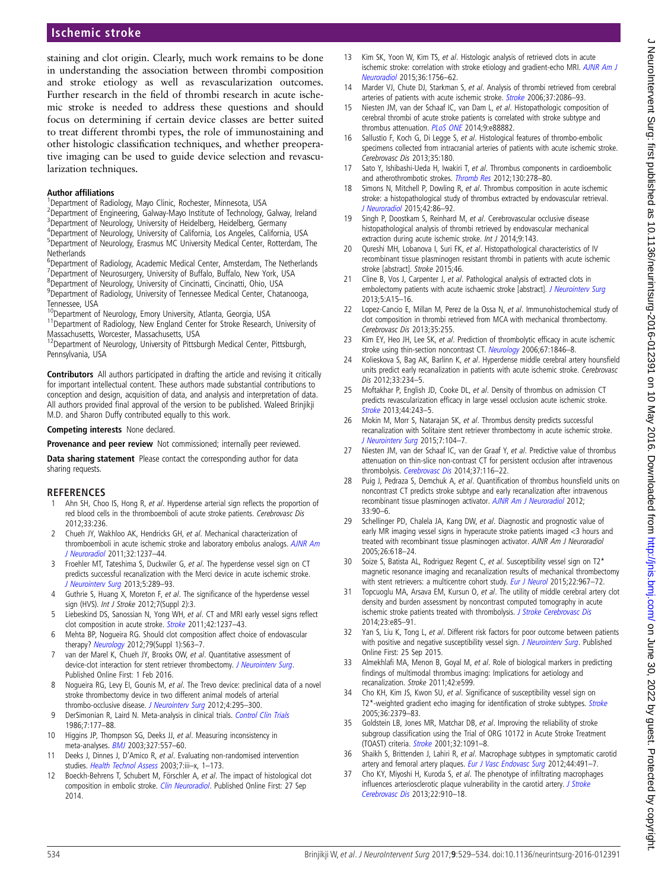staining and clot origin. Clearly, much work remains to be done in understanding the association between thrombi composition and stroke etiology as well as revascularization outcomes. Further research in the field of thrombi research in acute ischemic stroke is needed to address these questions and should focus on determining if certain device classes are better suited to treat different thrombi types, the role of immunostaining and other histologic classification techniques, and whether preoperative imaging can be used to guide device selection and revascularization techniques.

**Author affiliations**
[1]Department of Radiology, Mayo Clinic, Rochester, Minnesota, USA
[2]Department of Engineering, Galway-Mayo Institute of Technology, Galway, Ireland
[3]Department of Neurology, University of Heidelberg, Heidelberg, Germany
[4]Department of Neurology, University of California, Los Angeles, California, USA
[5]Department of Neurology, Erasmus MC University Medical Center, Rotterdam, The Netherlands
[6]Department of Radiology, Academic Medical Center, Amsterdam, The Netherlands
[7]Department of Neurosurgery, University of Buffalo, Buffalo, New York, USA
[8]Department of Neurology, University of Cincinatti, Cincinatti, Ohio, USA
[9]Department of Radiology, University of Tennessee Medical Center, Chatanooga, Tennessee, USA
[10]Department of Neurology, Emory University, Atlanta, Georgia, USA
[11]Department of Radiology, New England Center for Stroke Research, University of Massachusetts, Worcester, Massachusetts, USA
[12]Department of Neurology, University of Pittsburgh Medical Center, Pittsburgh, Pennsylvania, USA

**Contributors** All authors participated in drafting the article and revising it critically for important intellectual content. These authors made substantial contributions to conception and design, acquisition of data, and analysis and interpretation of data. All authors provided final approval of the version to be published. Waleed Brinjikji M.D. and Sharon Duffy contributed equally to this work.

**Competing interests** None declared.

**Provenance and peer review** Not commissioned; internally peer reviewed.

**Data sharing statement** Please contact the corresponding author for data sharing requests.

## REFERENCES

1. Ahn SH, Choo IS, Hong R, *et al*. Hyperdense arterial sign reflects the proportion of red blood cells in the thromboemboli of acute stroke patients. *Cerebrovasc Dis* 2012;33:236.
2. Chueh JY, Wakhloo AK, Hendricks GH, *et al*. Mechanical characterization of thromboemboli in acute ischemic stroke and laboratory embolus analogs. *AJNR Am J Neuroradiol* 2011;32:1237–44.
3. Froehler MT, Tateshima S, Duckwiler G, *et al*. The hyperdense vessel sign on CT predicts successful recanalization with the Merci device in acute ischemic stroke. *J Neurointerv Surg* 2013;5:289–93.
4. Guthrie S, Huang X, Moreton F, *et al*. The significance of the hyperdense vessel sign (HVS). *Int J Stroke* 2012;7(Suppl 2):3.
5. Liebeskind DS, Sanossian N, Yong WH, *et al*. CT and MRI early vessel signs reflect clot composition in acute stroke. *Stroke* 2011;42:1237–43.
6. Mehta BP, Nogueira RG. Should clot composition affect choice of endovascular therapy? *Neurology* 2012;79(Suppl 1):S63–7.
7. van der Marel K, Chueh JY, Brooks OW, *et al*. Quantitative assessment of device-clot interaction for stent retriever thrombectomy. *J Neurointerv Surg*. Published Online First: 1 Feb 2016.
8. Nogueira RG, Levy EI, Gounis M, *et al*. The Trevo device: preclinical data of a novel stroke thrombectomy device in two different animal models of arterial thrombo-occlusive disease. *J Neurointerv Surg* 2012;4:295–300.
9. DerSimonian R, Laird N. Meta-analysis in clinical trials. *Control Clin Trials* 1986;7:177–88.
10. Higgins JP, Thompson SG, Deeks JJ, *et al*. Measuring inconsistency in meta-analyses. *BMJ* 2003;327:557–60.
11. Deeks J, Dinnes J, D'Amico R, *et al*. Evaluating non-randomised intervention studies. *Health Technol Assess* 2003;7:iii–x, 1–173.
12. Boeckh-Behrens T, Schubert M, Förschler A, *et al*. The impact of histological clot composition in embolic stroke. *Clin Neuroradiol*. Published Online First: 27 Sep 2014.
13. Kim SK, Yoon W, Kim TS, *et al*. Histologic analysis of retrieved clots in acute ischemic stroke: correlation with stroke etiology and gradient-echo MRI. *AJNR Am J Neuroradiol* 2015;36:1756–62.
14. Marder VJ, Chute DJ, Starkman S, *et al*. Analysis of thrombi retrieved from cerebral arteries of patients with acute ischemic stroke. *Stroke* 2006;37:2086–93.
15. Niesten JM, van der Schaaf IC, van Dam L, *et al*. Histopathologic composition of cerebral thrombi of acute stroke patients is correlated with stroke subtype and thrombus attenuation. *PLoS ONE* 2014;9:e88882.
16. Sallustio F, Koch G, Di Legge S, *et al*. Histological features of thrombo-embolic specimens collected from intracranial arteries of patients with acute ischemic stroke. *Cerebrovasc Dis* 2013;35:180.
17. Sato Y, Ishibashi-Ueda H, Iwakiri T, *et al*. Thrombus components in cardioembolic and atherothrombotic strokes. *Thromb Res* 2012;130:278–80.
18. Simons N, Mitchell P, Dowling R, *et al*. Thrombus composition in acute ischemic stroke: a histopathological study of thrombus extracted by endovascular retrieval. *J Neuroradiol* 2015;42:86–92.
19. Singh P, Doostkam S, Reinhard M, *et al*. Cerebrovascular occlusive disease histopathological analysis of thrombi retrieved by endovascular mechanical extraction during acute ischemic stroke. *Int J* 2014;9:143.
20. Qureshi MH, Lobanova I, Suri FK, *et al*. Histopathological characteristics of IV recombinant tissue plasminogen resistant thrombi in patients with acute ischemic stroke [abstract]. *Stroke* 2015;46.
21. Cline B, Vos J, Carpenter J, *et al*. Pathological analysis of extracted clots in embolectomy patients with acute ischaemic stroke [abstract]. *J Neurointerv Surg* 2013;5:A15–16.
22. Lopez-Cancio E, Millan M, Perez de la Ossa N, *et al*. Immunohistochemical study of clot composition in thrombi retrieved from MCA with mechanical thrombectomy. *Cerebrovasc Dis* 2013;35:255.
23. Kim EY, Heo JH, Lee SK, *et al*. Prediction of thrombolytic efficacy in acute ischemic stroke using thin-section noncontrast CT. *Neurology* 2006;67:1846–8.
24. Kolieskova S, Bag AK, Barlinn K, *et al*. Hyperdense middle cerebral artery hounsfield units predict early recanalization in patients with acute ischemic stroke. *Cerebrovasc Dis* 2012;33:234–5.
25. Moftakhar P, English JD, Cooke DL, *et al*. Density of thrombus on admission CT predicts revascularization efficacy in large vessel occlusion acute ischemic stroke. *Stroke* 2013;44:243–5.
26. Mokin M, Morr S, Natarajan SK, *et al*. Thrombus density predicts successful recanalization with Solitaire stent retriever thrombectomy in acute ischemic stroke. *J Neurointerv Surg* 2015;7:104–7.
27. Niesten JM, van der Schaaf IC, van der Graaf Y, *et al*. Predictive value of thrombus attenuation on thin-slice non-contrast CT for persistent occlusion after intravenous thrombolysis. *Cerebrovasc Dis* 2014;37:116–22.
28. Puig J, Pedraza S, Demchuk A, *et al*. Quantification of thrombus hounsfield units on noncontrast CT predicts stroke subtype and early recanalization after intravenous recombinant tissue plasminogen activator. *AJNR Am J Neuroradiol* 2012; 33:90–6.
29. Schellinger PD, Chalela JA, Kang DW, *et al*. Diagnostic and prognostic value of early MR imaging vessel signs in hyperacute stroke patients imaged <3 hours and treated with recombinant tissue plasminogen activator. *AJNR Am J Neuroradiol* 2005;26:618–24.
30. Soize S, Batista AL, Rodriguez Regent C, *et al*. Susceptibility vessel sign on T2* magnetic resonance imaging and recanalization results of mechanical thrombectomy with stent retrievers: a multicentre cohort study. *Eur J Neurol* 2015;22:967–72.
31. Topcuoglu MA, Arsava EM, Kursun O, *et al*. The utility of middle cerebral artery clot density and burden assessment by noncontrast computed tomography in acute ischemic stroke patients treated with thrombolysis. *J Stroke Cerebrovasc Dis* 2014;23:e85–91.
32. Yan S, Liu K, Tong L, *et al*. Different risk factors for poor outcome between patients with positive and negative susceptibility vessel sign. *J Neurointerv Surg*. Published Online First: 25 Sep 2015.
33. Almekhlafi MA, Menon B, Goyal M, *et al*. Role of biological markers in predicting findings of multimodal thrombus imaging: Implications for aetiology and recanalization. *Stroke* 2011;42:e599.
34. Cho KH, Kim JS, Kwon SU, *et al*. Significance of susceptibility vessel sign on T2*-weighted gradient echo imaging for identification of stroke subtypes. *Stroke* 2005;36:2379–83.
35. Goldstein LB, Jones MR, Matchar DB, *et al*. Improving the reliability of stroke subgroup classification using the Trial of ORG 10172 in Acute Stroke Treatment (TOAST) criteria. *Stroke* 2001;32:1091–8.
36. Shaikh S, Brittenden J, Lahiri R, *et al*. Macrophage subtypes in symptomatic carotid artery and femoral artery plaques. *Eur J Vasc Endovasc Surg* 2012;44:491–7.
37. Cho KY, Miyoshi H, Kuroda S, *et al*. The phenotype of infiltrating macrophages influences arteriosclerotic plaque vulnerability in the carotid artery. *J Stroke Cerebrovasc Dis* 2013;22:910–18.